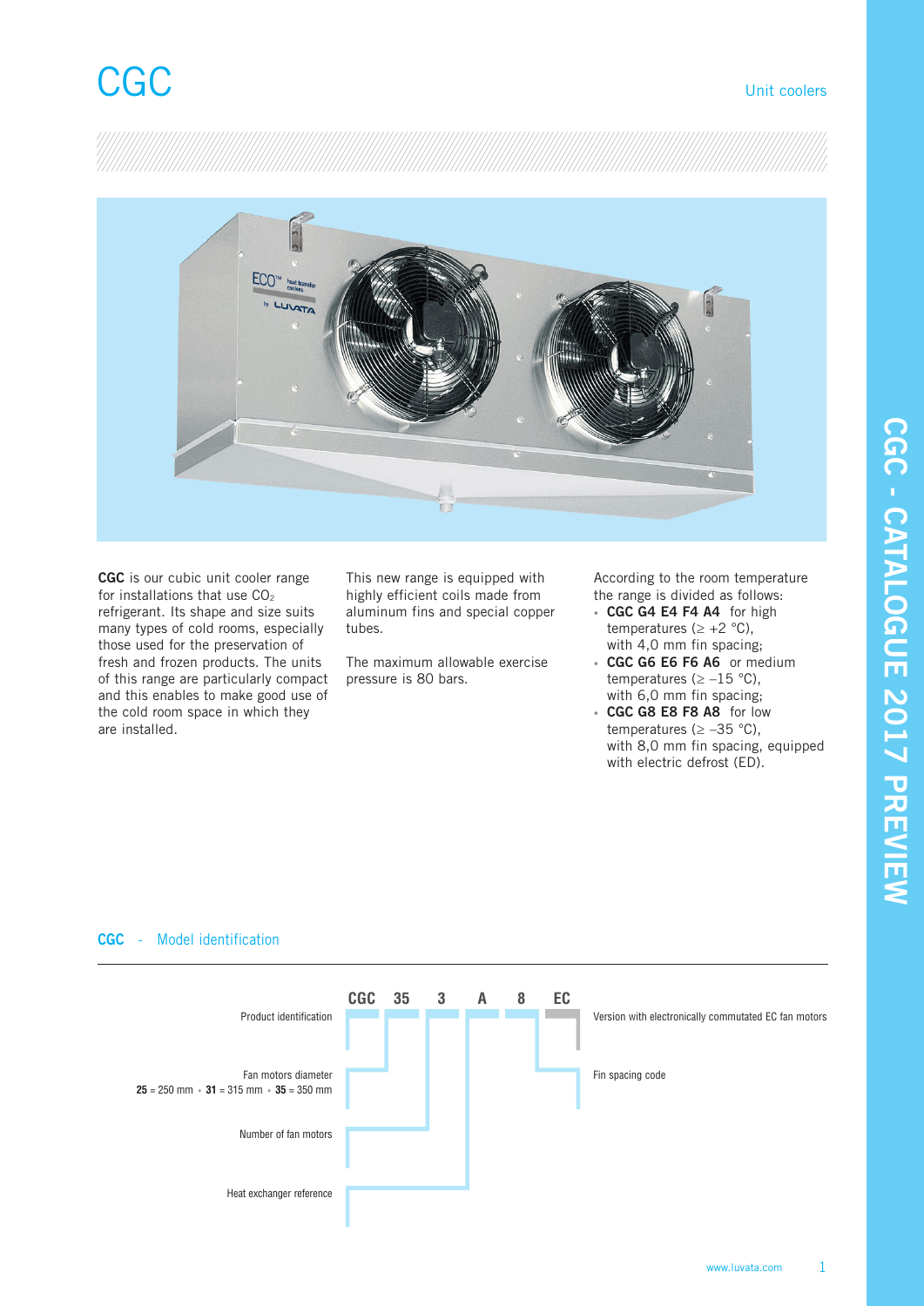# CGC

Unit coolers

**CGC** is our cubic unit cooler range for installations that use $CO_2$ refrigerant. Its shape and size suits many types of cold rooms, especially those used for the preservation of fresh and frozen products. The units of this range are particularly compact and this enables to make good use of the cold room space in which they are installed.

This new range is equipped with highly efficient coils made from aluminum fins and special copper tubes.

The maximum allowable exercise pressure is 80 bars.

According to the room temperature the range is divided as follows:

- **CGC G4 E4 F4 A4** for high temperatures (≥ +2 °C), with 4,0 mm fin spacing;
- **CGC G6 E6 F6 A6** or medium temperatures (≥ –15 °C), with 6,0 mm fin spacing;
- **CGC G8 E8 F8 A8** for low temperatures (≥ –35 °C), with 8,0 mm fin spacing, equipped with electric defrost (ED).

## CGC - Model identification

**CGC 35 3 A 8 EC**

- **CGC** – Product identification
- **35** – Fan motors diameter: **25** = 250 mm • **31** = 315 mm • **35** = 350 mm
- **3** – Number of fan motors
- **A** – Heat exchanger reference
- **8** – Fin spacing code
- **EC** – Version with electronically commutated EC fan motors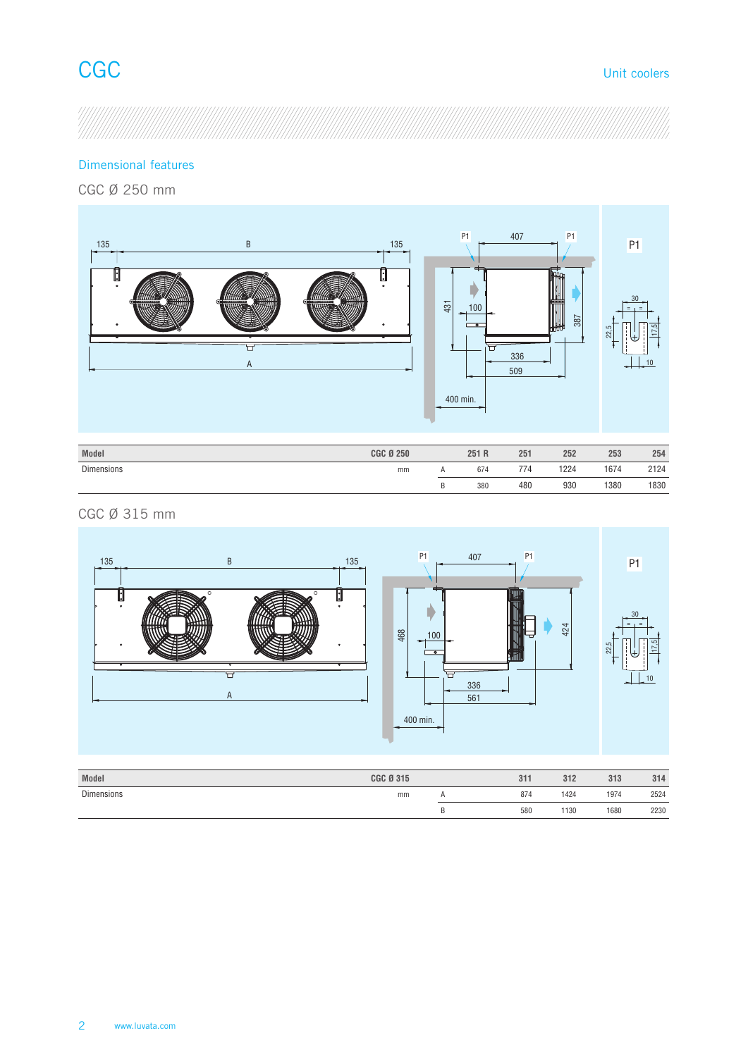# CGC

## Dimensional features

### CGC Ø 250 mm

| Model | CGC Ø 250 | | 251 R | 251 | 252 | 253 | 254 |
|---|---|---|---|---|---|---|---|
| Dimensions | mm | A | 674 | 774 | 1224 | 1674 | 2124 |
| | | B | 380 | 480 | 930 | 1380 | 1830 |

### CGC Ø 315 mm

| Model | CGC Ø 315 | | 311 | 312 | 313 | 314 |
|---|---|---|---|---|---|---|
| Dimensions | mm | A | 874 | 1424 | 1974 | 2524 |
| | | B | 580 | 1130 | 1680 | 2230 |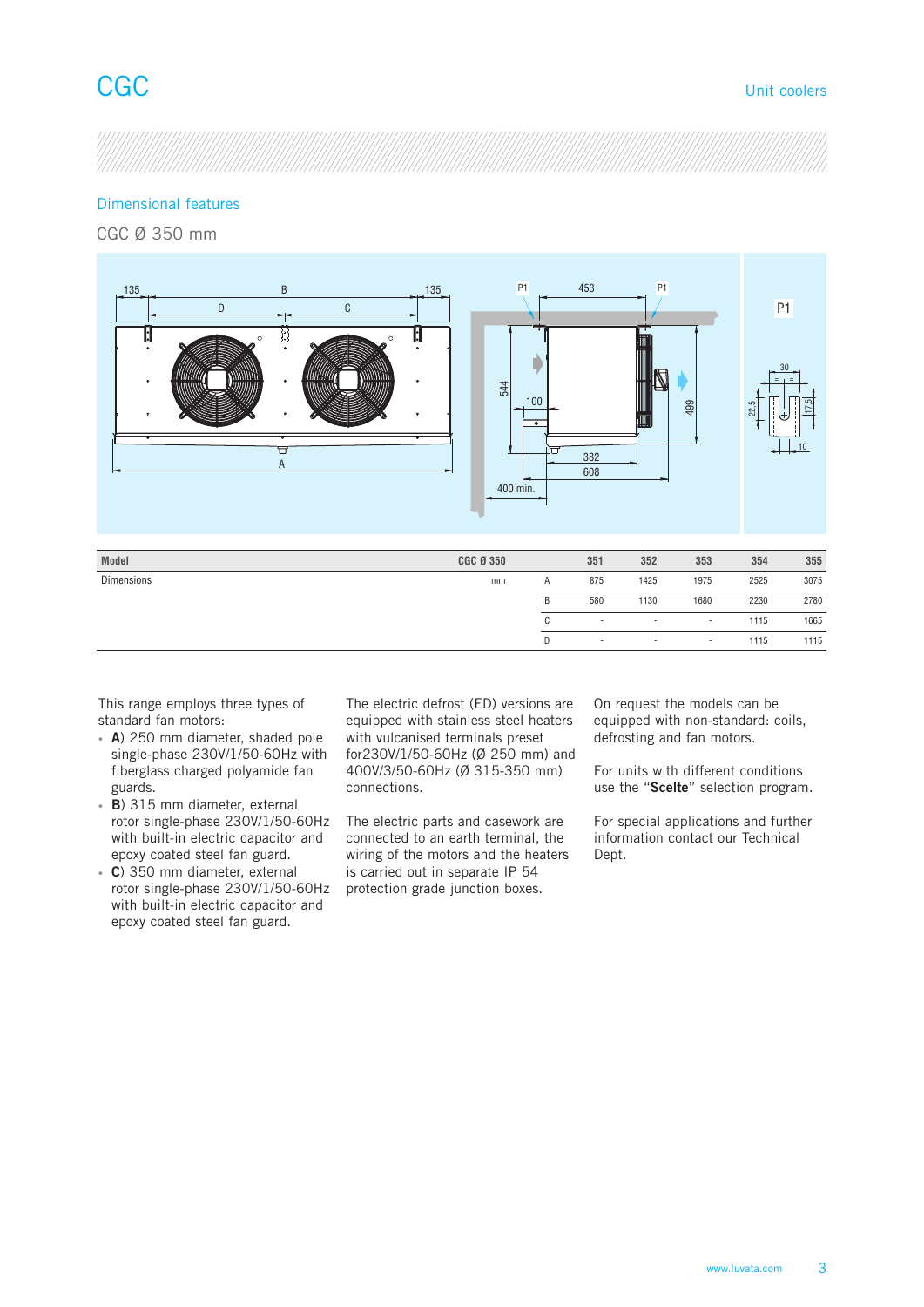# CGC

Unit coolers

## Dimensional features

### CGC Ø 350 mm

| Model | CGC Ø 350 | | 351 | 352 | 353 | 354 | 355 |
|---|---|---|---|---|---|---|---|
| Dimensions | mm | A | 875 | 1425 | 1975 | 2525 | 3075 |
| | | B | 580 | 1130 | 1680 | 2230 | 2780 |
| | | C | - | - | - | 1115 | 1665 |
| | | D | - | - | - | 1115 | 1115 |

This range employs three types of standard fan motors:

- **A**) 250 mm diameter, shaded pole single-phase 230V/1/50-60Hz with fiberglass charged polyamide fan guards.
- **B**) 315 mm diameter, external rotor single-phase 230V/1/50-60Hz with built-in electric capacitor and epoxy coated steel fan guard.
- **C**) 350 mm diameter, external rotor single-phase 230V/1/50-60Hz with built-in electric capacitor and epoxy coated steel fan guard.

The electric defrost (ED) versions are equipped with stainless steel heaters with vulcanised terminals preset for230V/1/50-60Hz (Ø 250 mm) and 400V/3/50-60Hz (Ø 315-350 mm) connections.

The electric parts and casework are connected to an earth terminal, the wiring of the motors and the heaters is carried out in separate IP 54 protection grade junction boxes.

On request the models can be equipped with non-standard: coils, defrosting and fan motors.

For units with different conditions use the "**Scelte**" selection program.

For special applications and further information contact our Technical Dept.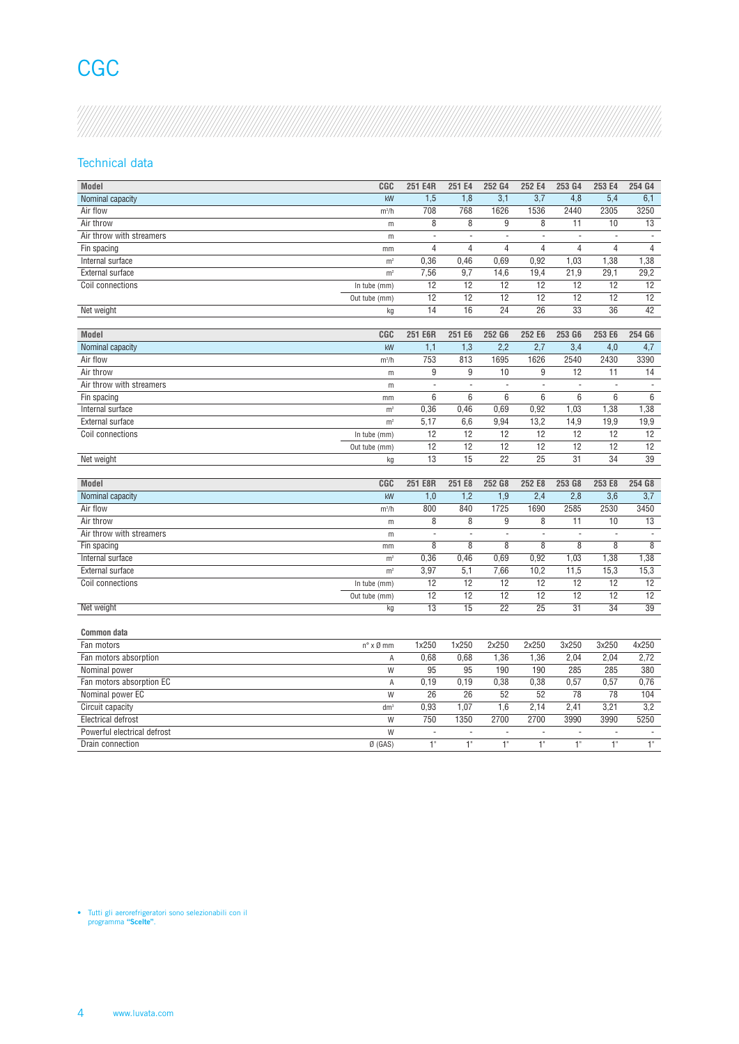# CGC

## Technical data

| Model | CGC | 251 E4R | 251 E4 | 252 G4 | 252 E4 | 253 G4 | 253 E4 | 254 G4 |
|---|---|---|---|---|---|---|---|---|
| Nominal capacity | kW | 1,5 | 1,8 | 3,1 | 3,7 | 4,8 | 5,4 | 6,1 |
| Air flow | m³/h | 708 | 768 | 1626 | 1536 | 2440 | 2305 | 3250 |
| Air throw | m | 8 | 8 | 9 | 8 | 11 | 10 | 13 |
| Air throw with streamers | m | - | - | - | - | - | - | - |
| Fin spacing | mm | 4 | 4 | 4 | 4 | 4 | 4 | 4 |
| Internal surface | m² | 0,36 | 0,46 | 0,69 | 0,92 | 1,03 | 1,38 | 1,38 |
| External surface | m² | 7,56 | 9,7 | 14,6 | 19,4 | 21,9 | 29,1 | 29,2 |
| Coil connections | In tube (mm) | 12 | 12 | 12 | 12 | 12 | 12 | 12 |
| | Out tube (mm) | 12 | 12 | 12 | 12 | 12 | 12 | 12 |
| Net weight | kg | 14 | 16 | 24 | 26 | 33 | 36 | 42 |

| Model | CGC | 251 E6R | 251 E6 | 252 G6 | 252 E6 | 253 G6 | 253 E6 | 254 G6 |
|---|---|---|---|---|---|---|---|---|
| Nominal capacity | kW | 1,1 | 1,3 | 2,2 | 2,7 | 3,4 | 4,0 | 4,7 |
| Air flow | m³/h | 753 | 813 | 1695 | 1626 | 2540 | 2430 | 3390 |
| Air throw | m | 9 | 9 | 10 | 9 | 12 | 11 | 14 |
| Air throw with streamers | m | - | - | - | - | - | - | - |
| Fin spacing | mm | 6 | 6 | 6 | 6 | 6 | 6 | 6 |
| Internal surface | m² | 0,36 | 0,46 | 0,69 | 0,92 | 1,03 | 1,38 | 1,38 |
| External surface | m² | 5,17 | 6,6 | 9,94 | 13,2 | 14,9 | 19,9 | 19,9 |
| Coil connections | In tube (mm) | 12 | 12 | 12 | 12 | 12 | 12 | 12 |
| | Out tube (mm) | 12 | 12 | 12 | 12 | 12 | 12 | 12 |
| Net weight | kg | 13 | 15 | 22 | 25 | 31 | 34 | 39 |

| Model | CGC | 251 E8R | 251 E8 | 252 G8 | 252 E8 | 253 G8 | 253 E8 | 254 G8 |
|---|---|---|---|---|---|---|---|---|
| Nominal capacity | kW | 1,0 | 1,2 | 1,9 | 2,4 | 2,8 | 3,6 | 3,7 |
| Air flow | m³/h | 800 | 840 | 1725 | 1690 | 2585 | 2530 | 3450 |
| Air throw | m | 8 | 8 | 9 | 8 | 11 | 10 | 13 |
| Air throw with streamers | m | - | - | - | - | - | - | - |
| Fin spacing | mm | 8 | 8 | 8 | 8 | 8 | 8 | 8 |
| Internal surface | m² | 0,36 | 0,46 | 0,69 | 0,92 | 1,03 | 1,38 | 1,38 |
| External surface | m² | 3,97 | 5,1 | 7,66 | 10,2 | 11,5 | 15,3 | 15,3 |
| Coil connections | In tube (mm) | 12 | 12 | 12 | 12 | 12 | 12 | 12 |
| | Out tube (mm) | 12 | 12 | 12 | 12 | 12 | 12 | 12 |
| Net weight | kg | 13 | 15 | 22 | 25 | 31 | 34 | 39 |

| Common data | | | | | | | | |
|---|---|---|---|---|---|---|---|---|
| Fan motors | n° x Ø mm | 1x250 | 1x250 | 2x250 | 2x250 | 3x250 | 3x250 | 4x250 |
| Fan motors absorption | A | 0,68 | 0,68 | 1,36 | 1,36 | 2,04 | 2,04 | 2,72 |
| Nominal power | W | 95 | 95 | 190 | 190 | 285 | 285 | 380 |
| Fan motors absorption EC | A | 0,19 | 0,19 | 0,38 | 0,38 | 0,57 | 0,57 | 0,76 |
| Nominal power EC | W | 26 | 26 | 52 | 52 | 78 | 78 | 104 |
| Circuit capacity | dm³ | 0,93 | 1,07 | 1,6 | 2,14 | 2,41 | 3,21 | 3,2 |
| Electrical defrost | W | 750 | 1350 | 2700 | 2700 | 3990 | 3990 | 5250 |
| Powerful electrical defrost | W | - | - | - | - | - | - | - |
| Drain connection | Ø (GAS) | 1" | 1" | 1" | 1" | 1" | 1" | 1" |

- Tutti gli aerorefrigeratori sono selezionabili con il programma **"Scelte"**.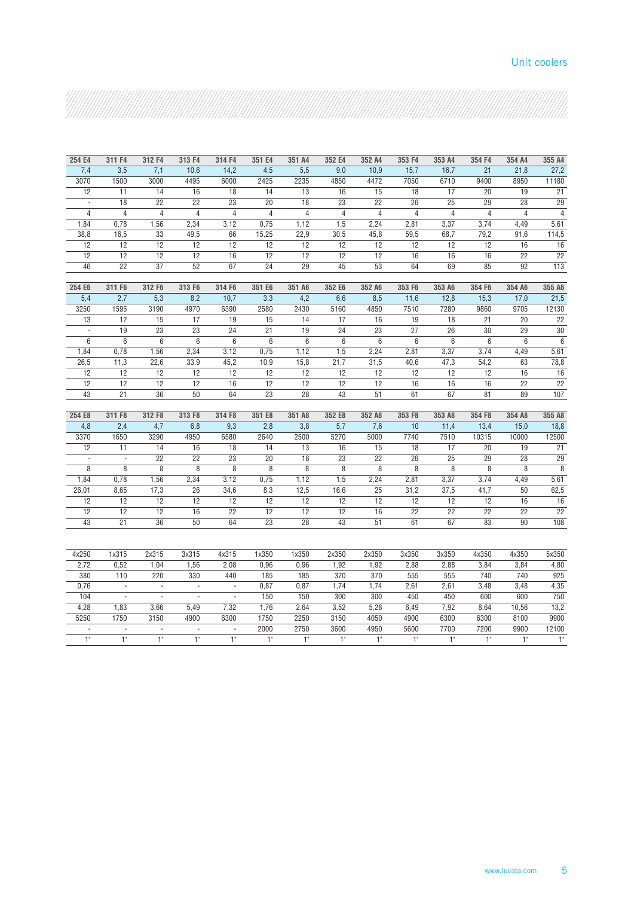| 254 E4 | 311 F4 | 312 F4 | 313 F4 | 314 F4 | 351 E4 | 351 A4 | 352 E4 | 352 A4 | 353 F4 | 353 A4 | 354 F4 | 354 A4 | 355 A4 |
|---|---|---|---|---|---|---|---|---|---|---|---|---|---|
| 7,4 | 3,5 | 7,1 | 10,6 | 14,2 | 4,5 | 5,5 | 9,0 | 10,9 | 15,7 | 16,7 | 21 | 21,8 | 27,2 |
| 3070 | 1500 | 3000 | 4495 | 6000 | 2425 | 2235 | 4850 | 4472 | 7050 | 6710 | 9400 | 8950 | 11180 |
| 12 | 11 | 14 | 16 | 18 | 14 | 13 | 16 | 15 | 18 | 17 | 20 | 19 | 21 |
| - | 18 | 22 | 22 | 23 | 20 | 18 | 23 | 22 | 26 | 25 | 29 | 28 | 29 |
| 4 | 4 | 4 | 4 | 4 | 4 | 4 | 4 | 4 | 4 | 4 | 4 | 4 | 4 |
| 1,84 | 0,78 | 1,56 | 2,34 | 3,12 | 0,75 | 1,12 | 1,5 | 2,24 | 2,81 | 3,37 | 3,74 | 4,49 | 5,61 |
| 38,8 | 16,5 | 33 | 49,5 | 66 | 15,25 | 22,9 | 30,5 | 45,8 | 59,5 | 68,7 | 79,2 | 91,6 | 114,5 |
| 12 | 12 | 12 | 12 | 12 | 12 | 12 | 12 | 12 | 12 | 12 | 12 | 16 | 16 |
| 12 | 12 | 12 | 12 | 16 | 12 | 12 | 12 | 12 | 16 | 16 | 16 | 22 | 22 |
| 46 | 22 | 37 | 52 | 67 | 24 | 29 | 45 | 53 | 64 | 69 | 85 | 92 | 113 |

| 254 E6 | 311 F6 | 312 F6 | 313 F6 | 314 F6 | 351 E6 | 351 A6 | 352 E6 | 352 A6 | 353 F6 | 353 A6 | 354 F6 | 354 A6 | 355 A6 |
|---|---|---|---|---|---|---|---|---|---|---|---|---|---|
| 5,4 | 2,7 | 5,3 | 8,2 | 10,7 | 3,3 | 4,2 | 6,6 | 8,5 | 11,6 | 12,8 | 15,3 | 17,0 | 21,5 |
| 3250 | 1595 | 3190 | 4970 | 6390 | 2580 | 2430 | 5160 | 4850 | 7510 | 7280 | 9860 | 9705 | 12130 |
| 13 | 12 | 15 | 17 | 19 | 15 | 14 | 17 | 16 | 19 | 18 | 21 | 20 | 22 |
| - | 19 | 23 | 23 | 24 | 21 | 19 | 24 | 23 | 27 | 26 | 30 | 29 | 30 |
| 6 | 6 | 6 | 6 | 6 | 6 | 6 | 6 | 6 | 6 | 6 | 6 | 6 | 6 |
| 1,84 | 0,78 | 1,56 | 2,34 | 3,12 | 0,75 | 1,12 | 1,5 | 2,24 | 2,81 | 3,37 | 3,74 | 4,49 | 5,61 |
| 26,5 | 11,3 | 22,6 | 33,9 | 45,2 | 10,9 | 15,8 | 21,7 | 31,5 | 40,6 | 47,3 | 54,2 | 63 | 78,8 |
| 12 | 12 | 12 | 12 | 12 | 12 | 12 | 12 | 12 | 12 | 12 | 12 | 16 | 16 |
| 12 | 12 | 12 | 12 | 16 | 12 | 12 | 12 | 12 | 16 | 16 | 16 | 22 | 22 |
| 43 | 21 | 36 | 50 | 64 | 23 | 28 | 43 | 51 | 61 | 67 | 81 | 89 | 107 |

| 254 E8 | 311 F8 | 312 F8 | 313 F8 | 314 F8 | 351 E8 | 351 A8 | 352 E8 | 352 A8 | 353 F8 | 353 A8 | 354 F8 | 354 A8 | 355 A8 |
|---|---|---|---|---|---|---|---|---|---|---|---|---|---|
| 4,8 | 2,4 | 4,7 | 6,8 | 9,3 | 2,8 | 3,8 | 5,7 | 7,6 | 10 | 11,4 | 13,4 | 15,0 | 18,8 |
| 3370 | 1650 | 3290 | 4950 | 6580 | 2640 | 2500 | 5270 | 5000 | 7740 | 7510 | 10315 | 10000 | 12500 |
| 12 | 11 | 14 | 16 | 18 | 14 | 13 | 16 | 15 | 18 | 17 | 20 | 19 | 21 |
| - | - | 22 | 22 | 23 | 20 | 18 | 23 | 22 | 26 | 25 | 29 | 28 | 29 |
| 8 | 8 | 8 | 8 | 8 | 8 | 8 | 8 | 8 | 8 | 8 | 8 | 8 | 8 |
| 1,84 | 0,78 | 1,56 | 2,34 | 3,12 | 0,75 | 1,12 | 1,5 | 2,24 | 2,81 | 3,37 | 3,74 | 4,49 | 5,61 |
| 26,01 | 8,65 | 17,3 | 26 | 34,6 | 8,3 | 12,5 | 16,6 | 25 | 31,2 | 37,5 | 41,7 | 50 | 62,5 |
| 12 | 12 | 12 | 12 | 12 | 12 | 12 | 12 | 12 | 12 | 12 | 12 | 16 | 16 |
| 12 | 12 | 12 | 16 | 22 | 12 | 12 | 12 | 16 | 22 | 22 | 22 | 22 | 22 |
| 43 | 21 | 36 | 50 | 64 | 23 | 28 | 43 | 51 | 61 | 67 | 83 | 90 | 108 |

| 4x250 | 1x315 | 2x315 | 3x315 | 4x315 | 1x350 | 1x350 | 2x350 | 2x350 | 3x350 | 3x350 | 4x350 | 4x350 | 5x350 |
|---|---|---|---|---|---|---|---|---|---|---|---|---|---|
| 2,72 | 0,52 | 1,04 | 1,56 | 2,08 | 0,96 | 0,96 | 1,92 | 1,92 | 2,88 | 2,88 | 3,84 | 3,84 | 4,80 |
| 380 | 110 | 220 | 330 | 440 | 185 | 185 | 370 | 370 | 555 | 555 | 740 | 740 | 925 |
| 0,76 | - | - | - | - | 0,87 | 0,87 | 1,74 | 1,74 | 2,61 | 2,61 | 3,48 | 3,48 | 4,35 |
| 104 | - | - | - | - | 150 | 150 | 300 | 300 | 450 | 450 | 600 | 600 | 750 |
| 4,28 | 1,83 | 3,66 | 5,49 | 7,32 | 1,76 | 2,64 | 3,52 | 5,28 | 6,49 | 7,92 | 8,64 | 10,56 | 13,2 |
| 5250 | 1750 | 3150 | 4900 | 6300 | 1750 | 2250 | 3150 | 4050 | 4900 | 6300 | 6300 | 8100 | 9900 |
| - | - | - | - | - | 2000 | 2750 | 3600 | 4950 | 5600 | 7700 | 7200 | 9900 | 12100 |
| 1" | 1" | 1" | 1" | 1" | 1" | 1" | 1" | 1" | 1" | 1" | 1" | 1" | 1" |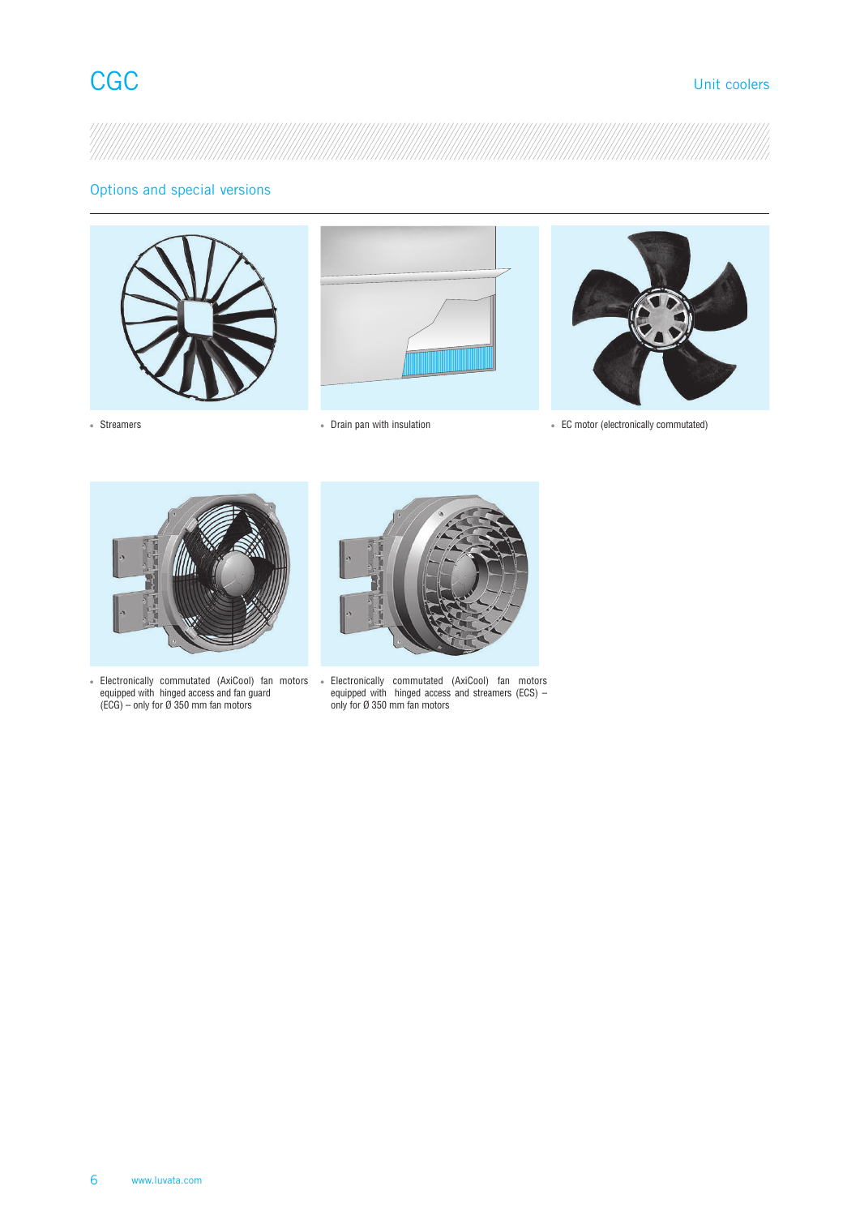## Options and special versions

- Streamers
- Drain pan with insulation
- EC motor (electronically commutated)
- Electronically commutated (AxiCool) fan motors equipped with hinged access and fan guard (ECG) – only for Ø 350 mm fan motors
- Electronically commutated (AxiCool) fan motors equipped with hinged access and streamers (ECS) – only for Ø 350 mm fan motors